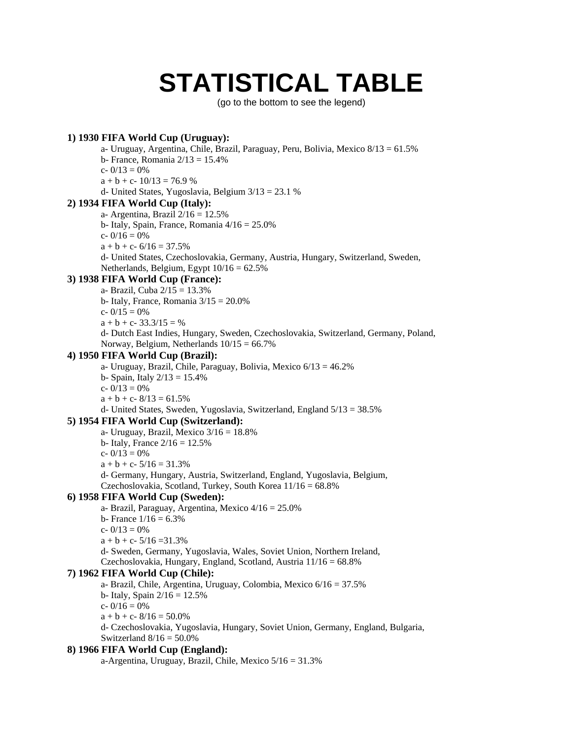# STATISTICAL TABLE

(go to the bottom to see the legend)

**1) 1930 FIFA World Cup (Uruguay):**

a- Uruguay, Argentina, Chile, Brazil, Paraguay, Peru, Bolivia, Mexico 8/13 = 61.5%
b- France, Romania 2/13 = 15.4%
c- 0/13 = 0%
a + b + c- 10/13 = 76.9 %
d- United States, Yugoslavia, Belgium 3/13 = 23.1 %

**2) 1934 FIFA World Cup (Italy):**

a- Argentina, Brazil 2/16 = 12.5%
b- Italy, Spain, France, Romania 4/16 = 25.0%
c- 0/16 = 0%
a + b + c- 6/16 = 37.5%
d- United States, Czechoslovakia, Germany, Austria, Hungary, Switzerland, Sweden, Netherlands, Belgium, Egypt 10/16 = 62.5%

**3) 1938 FIFA World Cup (France):**

a- Brazil, Cuba 2/15 = 13.3%
b- Italy, France, Romania 3/15 = 20.0%
c- 0/15 = 0%
a + b + c- 33.3/15 = %
d- Dutch East Indies, Hungary, Sweden, Czechoslovakia, Switzerland, Germany, Poland, Norway, Belgium, Netherlands 10/15 = 66.7%

**4) 1950 FIFA World Cup (Brazil):**

a- Uruguay, Brazil, Chile, Paraguay, Bolivia, Mexico 6/13 = 46.2%
b- Spain, Italy 2/13 = 15.4%
c- 0/13 = 0%
a + b + c- 8/13 = 61.5%
d- United States, Sweden, Yugoslavia, Switzerland, England 5/13 = 38.5%

**5) 1954 FIFA World Cup (Switzerland):**

a- Uruguay, Brazil, Mexico 3/16 = 18.8%
b- Italy, France 2/16 = 12.5%
c- 0/13 = 0%
a + b + c- 5/16 = 31.3%
d- Germany, Hungary, Austria, Switzerland, England, Yugoslavia, Belgium, Czechoslovakia, Scotland, Turkey, South Korea 11/16 = 68.8%

**6) 1958 FIFA World Cup (Sweden):**

a- Brazil, Paraguay, Argentina, Mexico 4/16 = 25.0%
b- France 1/16 = 6.3%
c- 0/13 = 0%
a + b + c- 5/16 =31.3%
d- Sweden, Germany, Yugoslavia, Wales, Soviet Union, Northern Ireland, Czechoslovakia, Hungary, England, Scotland, Austria 11/16 = 68.8%

**7) 1962 FIFA World Cup (Chile):**

a- Brazil, Chile, Argentina, Uruguay, Colombia, Mexico 6/16 = 37.5%
b- Italy, Spain 2/16 = 12.5%
c- 0/16 = 0%
a + b + c- 8/16 = 50.0%
d- Czechoslovakia, Yugoslavia, Hungary, Soviet Union, Germany, England, Bulgaria, Switzerland 8/16 = 50.0%

**8) 1966 FIFA World Cup (England):**

a-Argentina, Uruguay, Brazil, Chile, Mexico 5/16 = 31.3%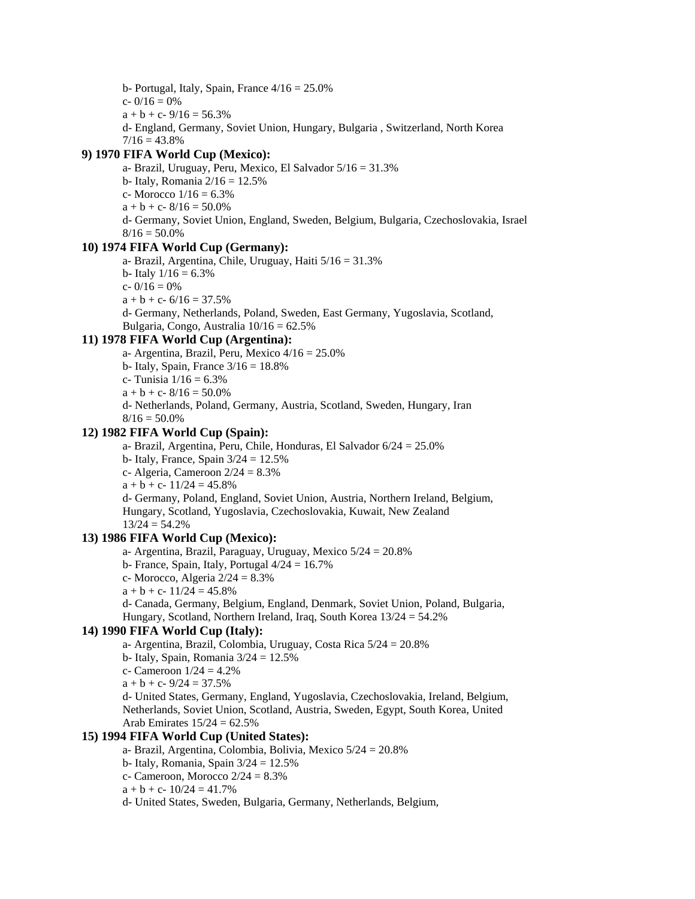b- Portugal, Italy, Spain, France 4/16 = 25.0%

c- 0/16 = 0%

a + b + c- 9/16 = 56.3%

d- England, Germany, Soviet Union, Hungary, Bulgaria , Switzerland, North Korea 7/16 = 43.8%

**9) 1970 FIFA World Cup (Mexico):**

a- Brazil, Uruguay, Peru, Mexico, El Salvador 5/16 = 31.3%

b- Italy, Romania 2/16 = 12.5%

c- Morocco 1/16 = 6.3%

a + b + c- 8/16 = 50.0%

d- Germany, Soviet Union, England, Sweden, Belgium, Bulgaria, Czechoslovakia, Israel 8/16 = 50.0%

**10) 1974 FIFA World Cup (Germany):**

a- Brazil, Argentina, Chile, Uruguay, Haiti 5/16 = 31.3%

b- Italy 1/16 = 6.3%

c- 0/16 = 0%

a + b + c- 6/16 = 37.5%

d- Germany, Netherlands, Poland, Sweden, East Germany, Yugoslavia, Scotland, Bulgaria, Congo, Australia 10/16 = 62.5%

**11) 1978 FIFA World Cup (Argentina):**

a- Argentina, Brazil, Peru, Mexico 4/16 = 25.0%

b- Italy, Spain, France 3/16 = 18.8%

c- Tunisia 1/16 = 6.3%

a + b + c- 8/16 = 50.0%

d- Netherlands, Poland, Germany, Austria, Scotland, Sweden, Hungary, Iran 8/16 = 50.0%

**12) 1982 FIFA World Cup (Spain):**

a- Brazil, Argentina, Peru, Chile, Honduras, El Salvador 6/24 = 25.0%

b- Italy, France, Spain 3/24 = 12.5%

c- Algeria, Cameroon 2/24 = 8.3%

a + b + c- 11/24 = 45.8%

d- Germany, Poland, England, Soviet Union, Austria, Northern Ireland, Belgium, Hungary, Scotland, Yugoslavia, Czechoslovakia, Kuwait, New Zealand 13/24 = 54.2%

**13) 1986 FIFA World Cup (Mexico):**

a- Argentina, Brazil, Paraguay, Uruguay, Mexico 5/24 = 20.8%

b- France, Spain, Italy, Portugal 4/24 = 16.7%

c- Morocco, Algeria 2/24 = 8.3%

a + b + c- 11/24 = 45.8%

d- Canada, Germany, Belgium, England, Denmark, Soviet Union, Poland, Bulgaria, Hungary, Scotland, Northern Ireland, Iraq, South Korea 13/24 = 54.2%

**14) 1990 FIFA World Cup (Italy):**

a- Argentina, Brazil, Colombia, Uruguay, Costa Rica 5/24 = 20.8%

b- Italy, Spain, Romania 3/24 = 12.5%

c- Cameroon 1/24 = 4.2%

a + b + c- 9/24 = 37.5%

d- United States, Germany, England, Yugoslavia, Czechoslovakia, Ireland, Belgium, Netherlands, Soviet Union, Scotland, Austria, Sweden, Egypt, South Korea, United Arab Emirates 15/24 = 62.5%

**15) 1994 FIFA World Cup (United States):**

a- Brazil, Argentina, Colombia, Bolivia, Mexico 5/24 = 20.8%

b- Italy, Romania, Spain 3/24 = 12.5%

c- Cameroon, Morocco 2/24 = 8.3%

a + b + c- 10/24 = 41.7%

d- United States, Sweden, Bulgaria, Germany, Netherlands, Belgium,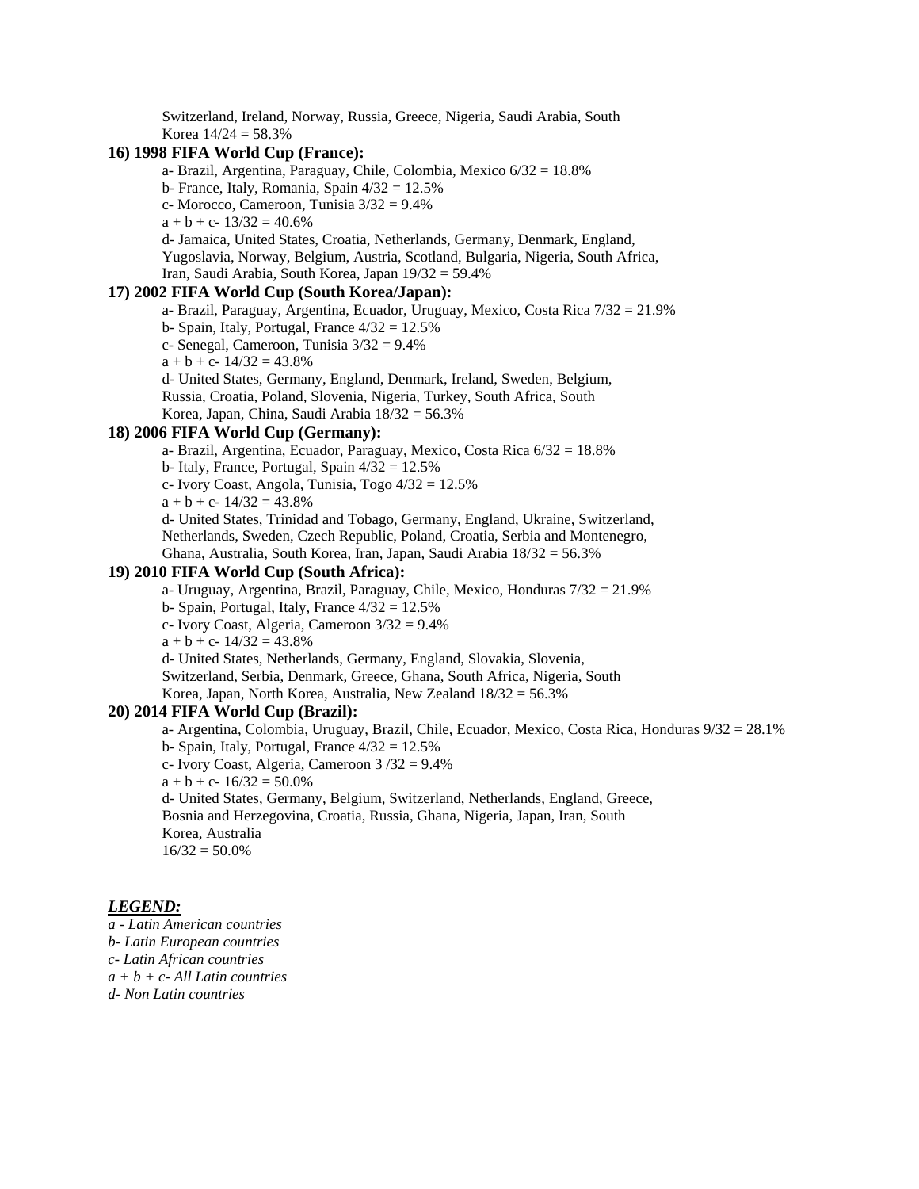Switzerland, Ireland, Norway, Russia, Greece, Nigeria, Saudi Arabia, South Korea 14/24 = 58.3%

**16) 1998 FIFA World Cup (France):**

a- Brazil, Argentina, Paraguay, Chile, Colombia, Mexico 6/32 = 18.8%

b- France, Italy, Romania, Spain 4/32 = 12.5%

c- Morocco, Cameroon, Tunisia 3/32 = 9.4%

a + b + c- 13/32 = 40.6%

d- Jamaica, United States, Croatia, Netherlands, Germany, Denmark, England, Yugoslavia, Norway, Belgium, Austria, Scotland, Bulgaria, Nigeria, South Africa, Iran, Saudi Arabia, South Korea, Japan 19/32 = 59.4%

**17) 2002 FIFA World Cup (South Korea/Japan):**

a- Brazil, Paraguay, Argentina, Ecuador, Uruguay, Mexico, Costa Rica 7/32 = 21.9%

b- Spain, Italy, Portugal, France 4/32 = 12.5%

c- Senegal, Cameroon, Tunisia 3/32 = 9.4%

a + b + c- 14/32 = 43.8%

d- United States, Germany, England, Denmark, Ireland, Sweden, Belgium, Russia, Croatia, Poland, Slovenia, Nigeria, Turkey, South Africa, South Korea, Japan, China, Saudi Arabia 18/32 = 56.3%

**18) 2006 FIFA World Cup (Germany):**

a- Brazil, Argentina, Ecuador, Paraguay, Mexico, Costa Rica 6/32 = 18.8%

b- Italy, France, Portugal, Spain 4/32 = 12.5%

c- Ivory Coast, Angola, Tunisia, Togo 4/32 = 12.5%

a + b + c- 14/32 = 43.8%

d- United States, Trinidad and Tobago, Germany, England, Ukraine, Switzerland, Netherlands, Sweden, Czech Republic, Poland, Croatia, Serbia and Montenegro, Ghana, Australia, South Korea, Iran, Japan, Saudi Arabia 18/32 = 56.3%

**19) 2010 FIFA World Cup (South Africa):**

a- Uruguay, Argentina, Brazil, Paraguay, Chile, Mexico, Honduras 7/32 = 21.9%

b- Spain, Portugal, Italy, France 4/32 = 12.5%

c- Ivory Coast, Algeria, Cameroon 3/32 = 9.4%

a + b + c- 14/32 = 43.8%

d- United States, Netherlands, Germany, England, Slovakia, Slovenia, Switzerland, Serbia, Denmark, Greece, Ghana, South Africa, Nigeria, South Korea, Japan, North Korea, Australia, New Zealand 18/32 = 56.3%

**20) 2014 FIFA World Cup (Brazil):**

a- Argentina, Colombia, Uruguay, Brazil, Chile, Ecuador, Mexico, Costa Rica, Honduras 9/32 = 28.1%

b- Spain, Italy, Portugal, France 4/32 = 12.5%

c- Ivory Coast, Algeria, Cameroon 3 /32 = 9.4%

a + b + c- 16/32 = 50.0%

d- United States, Germany, Belgium, Switzerland, Netherlands, England, Greece, Bosnia and Herzegovina, Croatia, Russia, Ghana, Nigeria, Japan, Iran, South Korea, Australia

16/32 = 50.0%

***LEGEND:***

*a - Latin American countries*

*b- Latin European countries*

*c- Latin African countries*

*a + b + c- All Latin countries*

*d- Non Latin countries*